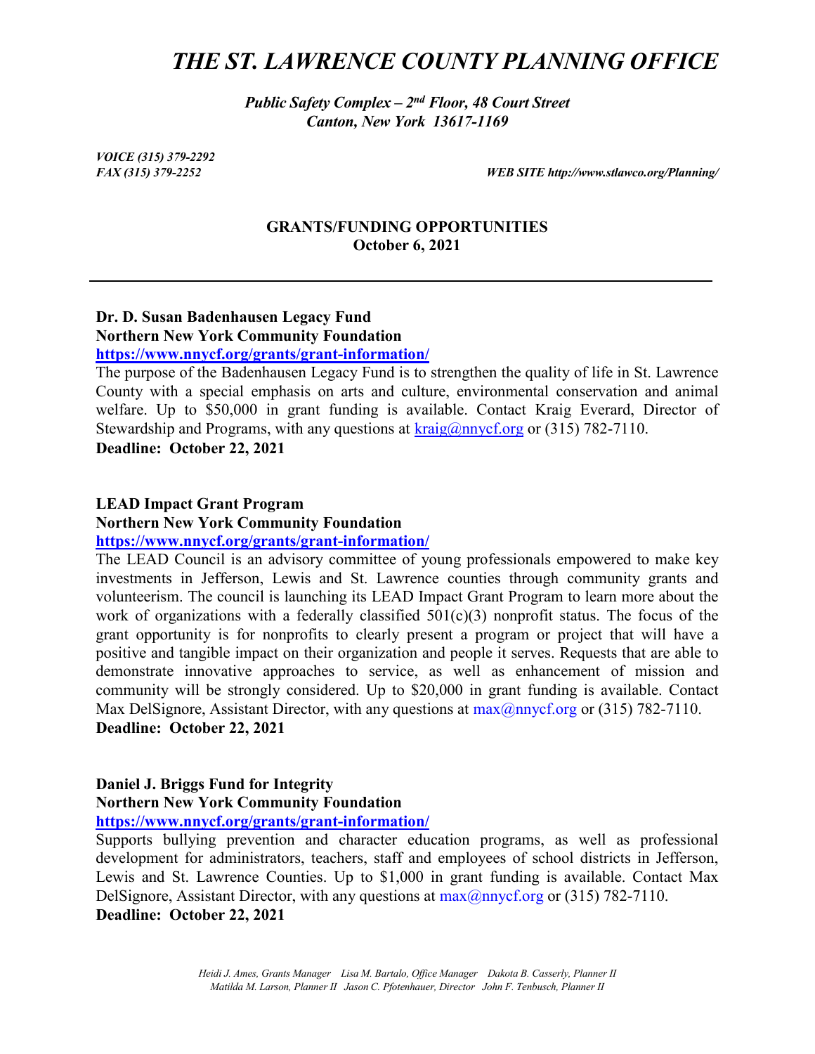# *THE ST. LAWRENCE COUNTY PLANNING OFFICE*

***Public Safety Complex – 2nd Floor, 48 Court Street***
***Canton, New York 13617-1169***

*VOICE (315) 379-2292*
*FAX (315) 379-2252*
*WEB SITE http://www.stlawco.org/Planning/*

## GRANTS/FUNDING OPPORTUNITIES
**October 6, 2021**

---

**Dr. D. Susan Badenhausen Legacy Fund**
**Northern New York Community Foundation**
**https://www.nnycf.org/grants/grant-information/**

The purpose of the Badenhausen Legacy Fund is to strengthen the quality of life in St. Lawrence County with a special emphasis on arts and culture, environmental conservation and animal welfare. Up to $50,000 in grant funding is available. Contact Kraig Everard, Director of Stewardship and Programs, with any questions at kraig@nnycf.org or (315) 782-7110.
**Deadline: October 22, 2021**

**LEAD Impact Grant Program**
**Northern New York Community Foundation**
**https://www.nnycf.org/grants/grant-information/**

The LEAD Council is an advisory committee of young professionals empowered to make key investments in Jefferson, Lewis and St. Lawrence counties through community grants and volunteerism. The council is launching its LEAD Impact Grant Program to learn more about the work of organizations with a federally classified 501(c)(3) nonprofit status. The focus of the grant opportunity is for nonprofits to clearly present a program or project that will have a positive and tangible impact on their organization and people it serves. Requests that are able to demonstrate innovative approaches to service, as well as enhancement of mission and community will be strongly considered. Up to $20,000 in grant funding is available. Contact Max DelSignore, Assistant Director, with any questions at max@nnycf.org or (315) 782-7110.
**Deadline: October 22, 2021**

**Daniel J. Briggs Fund for Integrity**
**Northern New York Community Foundation**
**https://www.nnycf.org/grants/grant-information/**

Supports bullying prevention and character education programs, as well as professional development for administrators, teachers, staff and employees of school districts in Jefferson, Lewis and St. Lawrence Counties. Up to $1,000 in grant funding is available. Contact Max DelSignore, Assistant Director, with any questions at max@nnycf.org or (315) 782-7110.
**Deadline: October 22, 2021**

*Heidi J. Ames, Grants Manager Lisa M. Bartalo, Office Manager Dakota B. Casserly, Planner II*
*Matilda M. Larson, Planner II Jason C. Pfotenhauer, Director John F. Tenbusch, Planner II*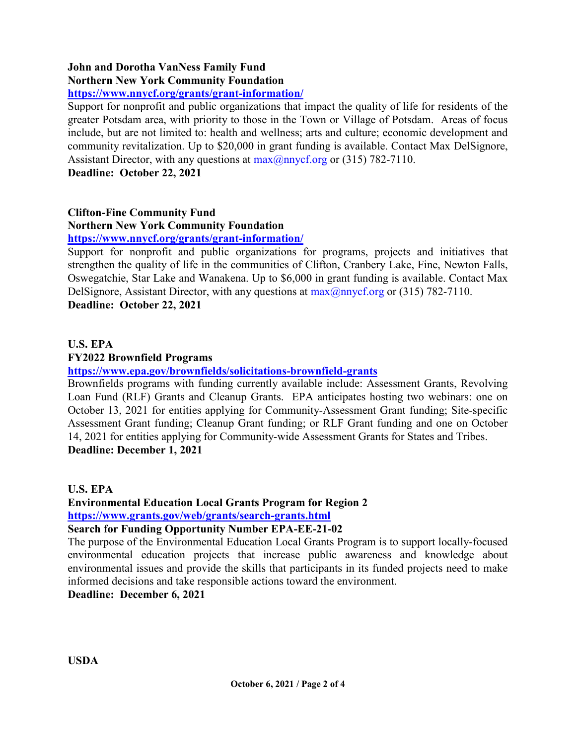**John and Dorotha VanNess Family Fund**
**Northern New York Community Foundation**
**https://www.nnycf.org/grants/grant-information/**
Support for nonprofit and public organizations that impact the quality of life for residents of the greater Potsdam area, with priority to those in the Town or Village of Potsdam. Areas of focus include, but are not limited to: health and wellness; arts and culture; economic development and community revitalization. Up to $20,000 in grant funding is available. Contact Max DelSignore, Assistant Director, with any questions at max@nnycf.org or (315) 782-7110.
**Deadline: October 22, 2021**

**Clifton-Fine Community Fund**
**Northern New York Community Foundation**
**https://www.nnycf.org/grants/grant-information/**
Support for nonprofit and public organizations for programs, projects and initiatives that strengthen the quality of life in the communities of Clifton, Cranbery Lake, Fine, Newton Falls, Oswegatchie, Star Lake and Wanakena. Up to $6,000 in grant funding is available. Contact Max DelSignore, Assistant Director, with any questions at max@nnycf.org or (315) 782-7110.
**Deadline: October 22, 2021**

**U.S. EPA**
**FY2022 Brownfield Programs**
**https://www.epa.gov/brownfields/solicitations-brownfield-grants**
Brownfields programs with funding currently available include: Assessment Grants, Revolving Loan Fund (RLF) Grants and Cleanup Grants. EPA anticipates hosting two webinars: one on October 13, 2021 for entities applying for Community-Assessment Grant funding; Site-specific Assessment Grant funding; Cleanup Grant funding; or RLF Grant funding and one on October 14, 2021 for entities applying for Community-wide Assessment Grants for States and Tribes.
**Deadline: December 1, 2021**

**U.S. EPA**
**Environmental Education Local Grants Program for Region 2**
**https://www.grants.gov/web/grants/search-grants.html**
**Search for Funding Opportunity Number EPA-EE-21-02**
The purpose of the Environmental Education Local Grants Program is to support locally-focused environmental education projects that increase public awareness and knowledge about environmental issues and provide the skills that participants in its funded projects need to make informed decisions and take responsible actions toward the environment.
**Deadline: December 6, 2021**

**USDA**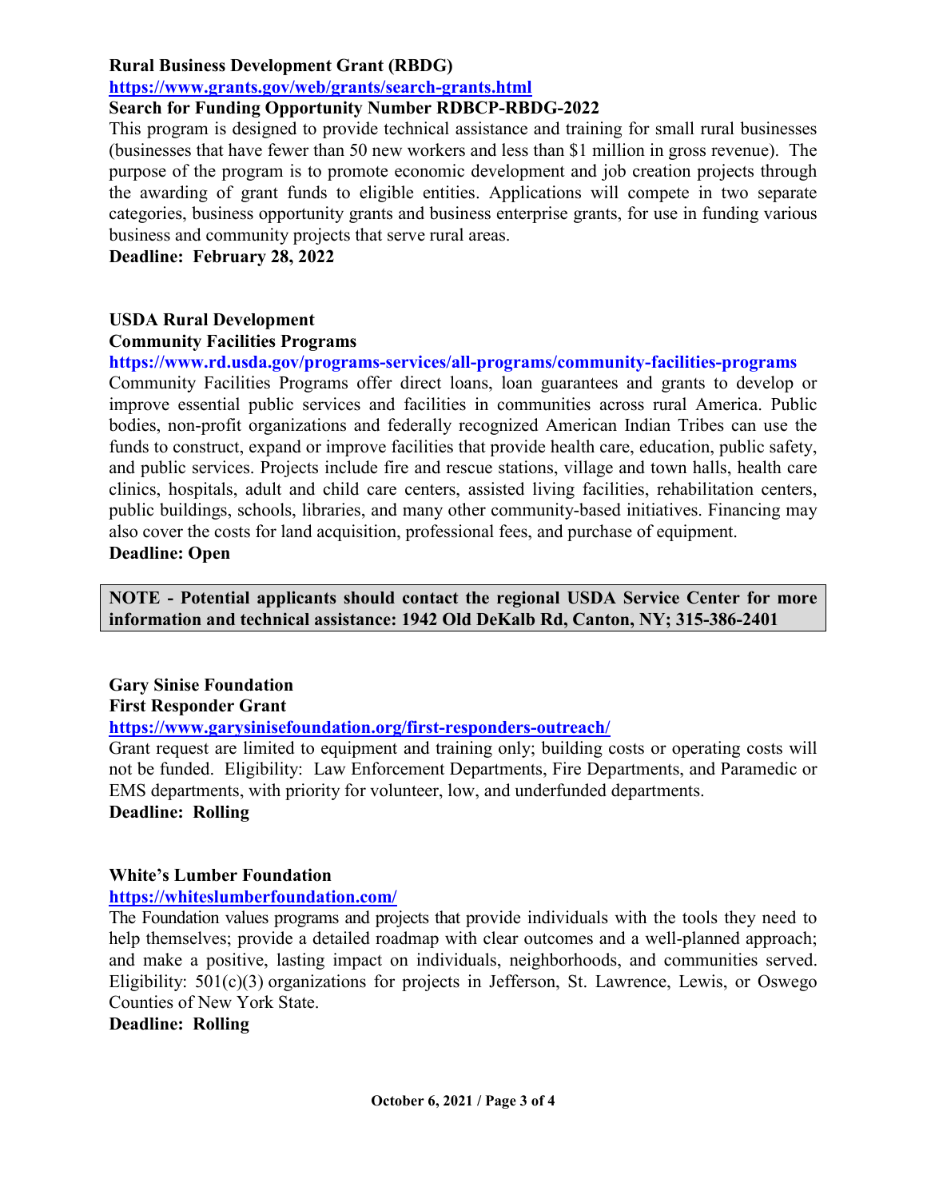**Rural Business Development Grant (RBDG)**
https://www.grants.gov/web/grants/search-grants.html
**Search for Funding Opportunity Number RDBCP-RBDG-2022**

This program is designed to provide technical assistance and training for small rural businesses (businesses that have fewer than 50 new workers and less than $1 million in gross revenue). The purpose of the program is to promote economic development and job creation projects through the awarding of grant funds to eligible entities. Applications will compete in two separate categories, business opportunity grants and business enterprise grants, for use in funding various business and community projects that serve rural areas.

**Deadline: February 28, 2022**

**USDA Rural Development**
**Community Facilities Programs**
https://www.rd.usda.gov/programs-services/all-programs/community-facilities-programs

Community Facilities Programs offer direct loans, loan guarantees and grants to develop or improve essential public services and facilities in communities across rural America. Public bodies, non-profit organizations and federally recognized American Indian Tribes can use the funds to construct, expand or improve facilities that provide health care, education, public safety, and public services. Projects include fire and rescue stations, village and town halls, health care clinics, hospitals, adult and child care centers, assisted living facilities, rehabilitation centers, public buildings, schools, libraries, and many other community-based initiatives. Financing may also cover the costs for land acquisition, professional fees, and purchase of equipment.

**Deadline: Open**

**NOTE - Potential applicants should contact the regional USDA Service Center for more information and technical assistance: 1942 Old DeKalb Rd, Canton, NY; 315-386-2401**

**Gary Sinise Foundation**
**First Responder Grant**
https://www.garysinisefoundation.org/first-responders-outreach/

Grant request are limited to equipment and training only; building costs or operating costs will not be funded. Eligibility: Law Enforcement Departments, Fire Departments, and Paramedic or EMS departments, with priority for volunteer, low, and underfunded departments.

**Deadline: Rolling**

**White's Lumber Foundation**
https://whiteslumberfoundation.com/

The Foundation values programs and projects that provide individuals with the tools they need to help themselves; provide a detailed roadmap with clear outcomes and a well-planned approach; and make a positive, lasting impact on individuals, neighborhoods, and communities served. Eligibility: 501(c)(3) organizations for projects in Jefferson, St. Lawrence, Lewis, or Oswego Counties of New York State.

**Deadline: Rolling**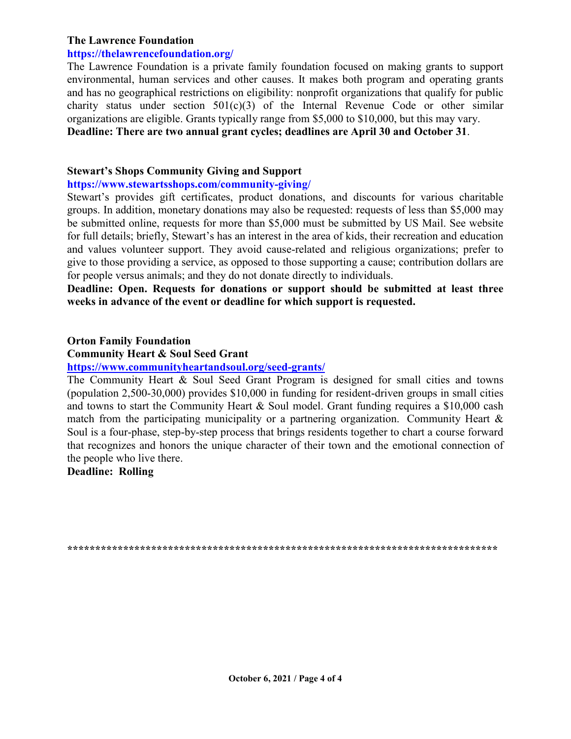**The Lawrence Foundation**

**https://thelawrencefoundation.org/**

The Lawrence Foundation is a private family foundation focused on making grants to support environmental, human services and other causes. It makes both program and operating grants and has no geographical restrictions on eligibility: nonprofit organizations that qualify for public charity status under section 501(c)(3) of the Internal Revenue Code or other similar organizations are eligible. Grants typically range from $5,000 to $10,000, but this may vary.

**Deadline: There are two annual grant cycles; deadlines are April 30 and October 31**.

**Stewart's Shops Community Giving and Support**

**https://www.stewartsshops.com/community-giving/**

Stewart's provides gift certificates, product donations, and discounts for various charitable groups. In addition, monetary donations may also be requested: requests of less than $5,000 may be submitted online, requests for more than $5,000 must be submitted by US Mail. See website for full details; briefly, Stewart's has an interest in the area of kids, their recreation and education and values volunteer support. They avoid cause-related and religious organizations; prefer to give to those providing a service, as opposed to those supporting a cause; contribution dollars are for people versus animals; and they do not donate directly to individuals.

**Deadline: Open. Requests for donations or support should be submitted at least three weeks in advance of the event or deadline for which support is requested.**

**Orton Family Foundation**

**Community Heart & Soul Seed Grant**

**https://www.communityheartandsoul.org/seed-grants/**

The Community Heart & Soul Seed Grant Program is designed for small cities and towns (population 2,500-30,000) provides $10,000 in funding for resident-driven groups in small cities and towns to start the Community Heart & Soul model. Grant funding requires a $10,000 cash match from the participating municipality or a partnering organization. Community Heart & Soul is a four-phase, step-by-step process that brings residents together to chart a course forward that recognizes and honors the unique character of their town and the emotional connection of the people who live there.

**Deadline: Rolling**

**\*\*\*\*\*\*\*\*\*\*\*\*\*\*\*\*\*\*\*\*\*\*\*\*\*\*\*\*\*\*\*\*\*\*\*\*\*\*\*\*\*\*\*\*\*\*\*\*\*\*\*\*\*\*\*\*\*\*\*\*\*\*\*\*\*\*\*\*\*\*\*\*\*\*\*\*\*\*\***